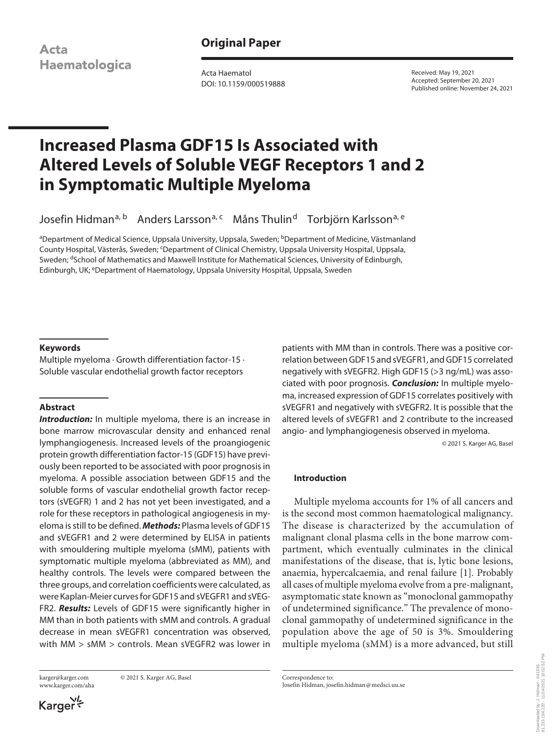Acta Haematologica

## Original Paper

Acta Haematol
DOI: 10.1159/000519888

Received: May 19, 2021
Accepted: September 20, 2021
Published online: November 24, 2021

# Increased Plasma GDF15 Is Associated with Altered Levels of Soluble VEGF Receptors 1 and 2 in Symptomatic Multiple Myeloma

Josefin Hidman[a, b] Anders Larsson[a, c] Måns Thulin[d] Torbjörn Karlsson[a, e]

[a]Department of Medical Science, Uppsala University, Uppsala, Sweden; [b]Department of Medicine, Västmanland County Hospital, Västerås, Sweden; [c]Department of Clinical Chemistry, Uppsala University Hospital, Uppsala, Sweden; [d]School of Mathematics and Maxwell Institute for Mathematical Sciences, University of Edinburgh, Edinburgh, UK; [e]Department of Haematology, Uppsala University Hospital, Uppsala, Sweden

### Keywords

Multiple myeloma · Growth differentiation factor-15 · Soluble vascular endothelial growth factor receptors

### Abstract

***Introduction:*** In multiple myeloma, there is an increase in bone marrow microvascular density and enhanced renal lymphangiogenesis. Increased levels of the proangiogenic protein growth differentiation factor-15 (GDF15) have previously been reported to be associated with poor prognosis in myeloma. A possible association between GDF15 and the soluble forms of vascular endothelial growth factor receptors (sVEGFR) 1 and 2 has not yet been investigated, and a role for these receptors in pathological angiogenesis in myeloma is still to be defined. ***Methods:*** Plasma levels of GDF15 and sVEGFR1 and 2 were determined by ELISA in patients with smouldering multiple myeloma (sMM), patients with symptomatic multiple myeloma (abbreviated as MM), and healthy controls. The levels were compared between the three groups, and correlation coefficients were calculated, as were Kaplan-Meier curves for GDF15 and sVEGFR1 and sVEGFR2. ***Results:*** Levels of GDF15 were significantly higher in MM than in both patients with sMM and controls. A gradual decrease in mean sVEGFR1 concentration was observed, with MM > sMM > controls. Mean sVEGFR2 was lower in patients with MM than in controls. There was a positive correlation between GDF15 and sVEGFR1, and GDF15 correlated negatively with sVEGFR2. High GDF15 (>3 ng/mL) was associated with poor prognosis. ***Conclusion:*** In multiple myeloma, increased expression of GDF15 correlates positively with sVEGFR1 and negatively with sVEGFR2. It is possible that the altered levels of sVEGFR1 and 2 contribute to the increased angio- and lymphangiogenesis observed in myeloma.

© 2021 S. Karger AG, Basel

### Introduction

Multiple myeloma accounts for 1% of all cancers and is the second most common haematological malignancy. The disease is characterized by the accumulation of malignant clonal plasma cells in the bone marrow compartment, which eventually culminates in the clinical manifestations of the disease, that is, lytic bone lesions, anaemia, hypercalcaemia, and renal failure [1]. Probably all cases of multiple myeloma evolve from a pre-malignant, asymptomatic state known as "monoclonal gammopathy of undetermined significance." The prevalence of monoclonal gammopathy of undetermined significance in the population above the age of 50 is 3%. Smouldering multiple myeloma (sMM) is a more advanced, but still

karger@karger.com
www.karger.com/aha

© 2021 S. Karger AG, Basel

Correspondence to:
Josefin Hidman, josefin.hidman@medsci.uu.se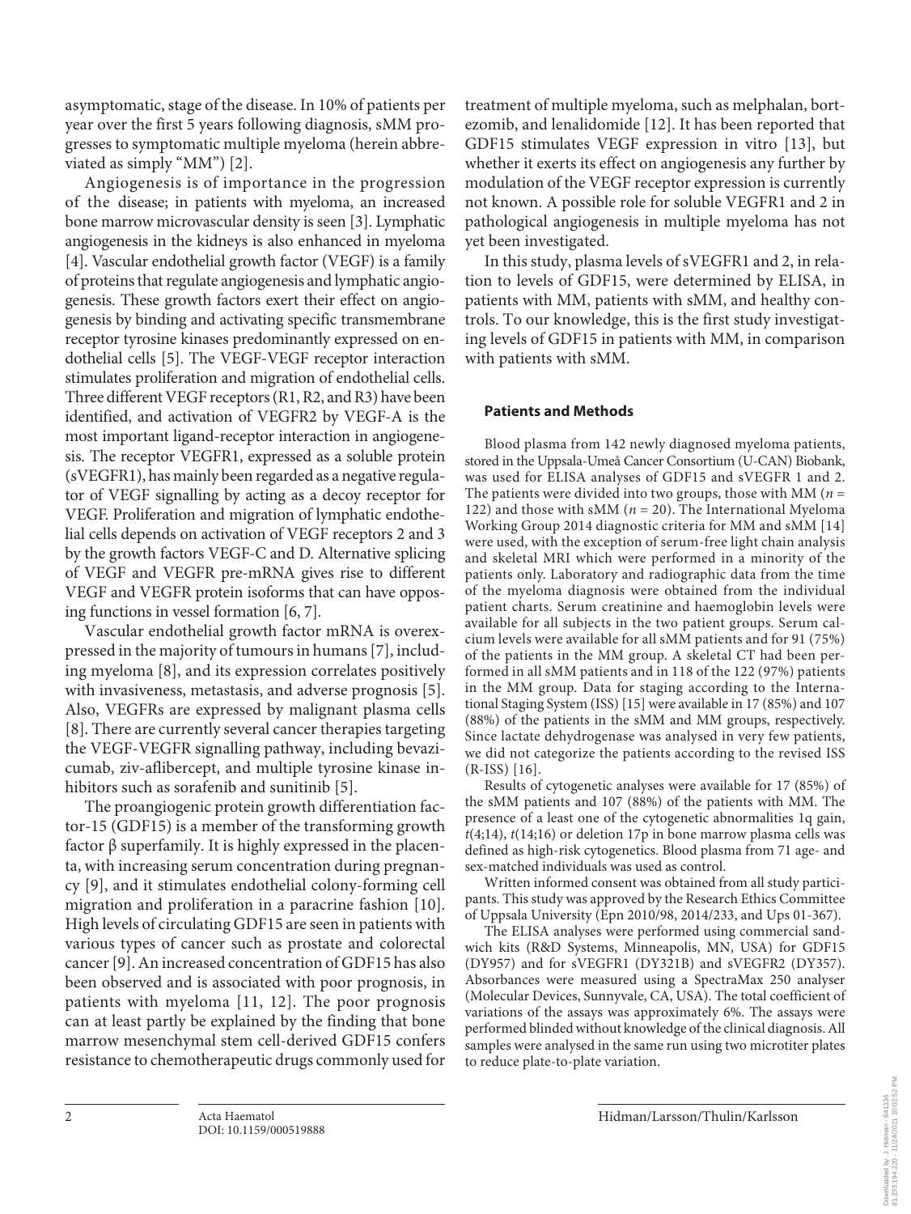asymptomatic, stage of the disease. In 10% of patients per year over the first 5 years following diagnosis, sMM progresses to symptomatic multiple myeloma (herein abbreviated as simply "MM") [2].

Angiogenesis is of importance in the progression of the disease; in patients with myeloma, an increased bone marrow microvascular density is seen [3]. Lymphatic angiogenesis in the kidneys is also enhanced in myeloma [4]. Vascular endothelial growth factor (VEGF) is a family of proteins that regulate angiogenesis and lymphatic angiogenesis. These growth factors exert their effect on angiogenesis by binding and activating specific transmembrane receptor tyrosine kinases predominantly expressed on endothelial cells [5]. The VEGF-VEGF receptor interaction stimulates proliferation and migration of endothelial cells. Three different VEGF receptors (R1, R2, and R3) have been identified, and activation of VEGFR2 by VEGF-A is the most important ligand-receptor interaction in angiogenesis. The receptor VEGFR1, expressed as a soluble protein (sVEGFR1), has mainly been regarded as a negative regulator of VEGF signalling by acting as a decoy receptor for VEGF. Proliferation and migration of lymphatic endothelial cells depends on activation of VEGF receptors 2 and 3 by the growth factors VEGF-C and D. Alternative splicing of VEGF and VEGFR pre-mRNA gives rise to different VEGF and VEGFR protein isoforms that can have opposing functions in vessel formation [6, 7].

Vascular endothelial growth factor mRNA is overexpressed in the majority of tumours in humans [7], including myeloma [8], and its expression correlates positively with invasiveness, metastasis, and adverse prognosis [5]. Also, VEGFRs are expressed by malignant plasma cells [8]. There are currently several cancer therapies targeting the VEGF-VEGFR signalling pathway, including bevacizumab, ziv-aflibercept, and multiple tyrosine kinase inhibitors such as sorafenib and sunitinib [5].

The proangiogenic protein growth differentiation factor-15 (GDF15) is a member of the transforming growth factor β superfamily. It is highly expressed in the placenta, with increasing serum concentration during pregnancy [9], and it stimulates endothelial colony-forming cell migration and proliferation in a paracrine fashion [10]. High levels of circulating GDF15 are seen in patients with various types of cancer such as prostate and colorectal cancer [9]. An increased concentration of GDF15 has also been observed and is associated with poor prognosis, in patients with myeloma [11, 12]. The poor prognosis can at least partly be explained by the finding that bone marrow mesenchymal stem cell-derived GDF15 confers resistance to chemotherapeutic drugs commonly used for treatment of multiple myeloma, such as melphalan, bortezomib, and lenalidomide [12]. It has been reported that GDF15 stimulates VEGF expression in vitro [13], but whether it exerts its effect on angiogenesis any further by modulation of the VEGF receptor expression is currently not known. A possible role for soluble VEGFR1 and 2 in pathological angiogenesis in multiple myeloma has not yet been investigated.

In this study, plasma levels of sVEGFR1 and 2, in relation to levels of GDF15, were determined by ELISA, in patients with MM, patients with sMM, and healthy controls. To our knowledge, this is the first study investigating levels of GDF15 in patients with MM, in comparison with patients with sMM.

## Patients and Methods

Blood plasma from 142 newly diagnosed myeloma patients, stored in the Uppsala-Umeå Cancer Consortium (U-CAN) Biobank, was used for ELISA analyses of GDF15 and sVEGFR 1 and 2. The patients were divided into two groups, those with MM ($n$ = 122) and those with sMM ($n$ = 20). The International Myeloma Working Group 2014 diagnostic criteria for MM and sMM [14] were used, with the exception of serum-free light chain analysis and skeletal MRI which were performed in a minority of the patients only. Laboratory and radiographic data from the time of the myeloma diagnosis were obtained from the individual patient charts. Serum creatinine and haemoglobin levels were available for all subjects in the two patient groups. Serum calcium levels were available for all sMM patients and for 91 (75%) of the patients in the MM group. A skeletal CT had been performed in all sMM patients and in 118 of the 122 (97%) patients in the MM group. Data for staging according to the International Staging System (ISS) [15] were available in 17 (85%) and 107 (88%) of the patients in the sMM and MM groups, respectively. Since lactate dehydrogenase was analysed in very few patients, we did not categorize the patients according to the revised ISS (R-ISS) [16].

Results of cytogenetic analyses were available for 17 (85%) of the sMM patients and 107 (88%) of the patients with MM. The presence of a least one of the cytogenetic abnormalities 1q gain, *t*(4;14), *t*(14;16) or deletion 17p in bone marrow plasma cells was defined as high-risk cytogenetics. Blood plasma from 71 age- and sex-matched individuals was used as control.

Written informed consent was obtained from all study participants. This study was approved by the Research Ethics Committee of Uppsala University (Epn 2010/98, 2014/233, and Ups 01-367).

The ELISA analyses were performed using commercial sandwich kits (R&D Systems, Minneapolis, MN, USA) for GDF15 (DY957) and for sVEGFR1 (DY321B) and sVEGFR2 (DY357). Absorbances were measured using a SpectraMax 250 analyser (Molecular Devices, Sunnyvale, CA, USA). The total coefficient of variations of the assays was approximately 6%. The assays were performed blinded without knowledge of the clinical diagnosis. All samples were analysed in the same run using two microtiter plates to reduce plate-to-plate variation.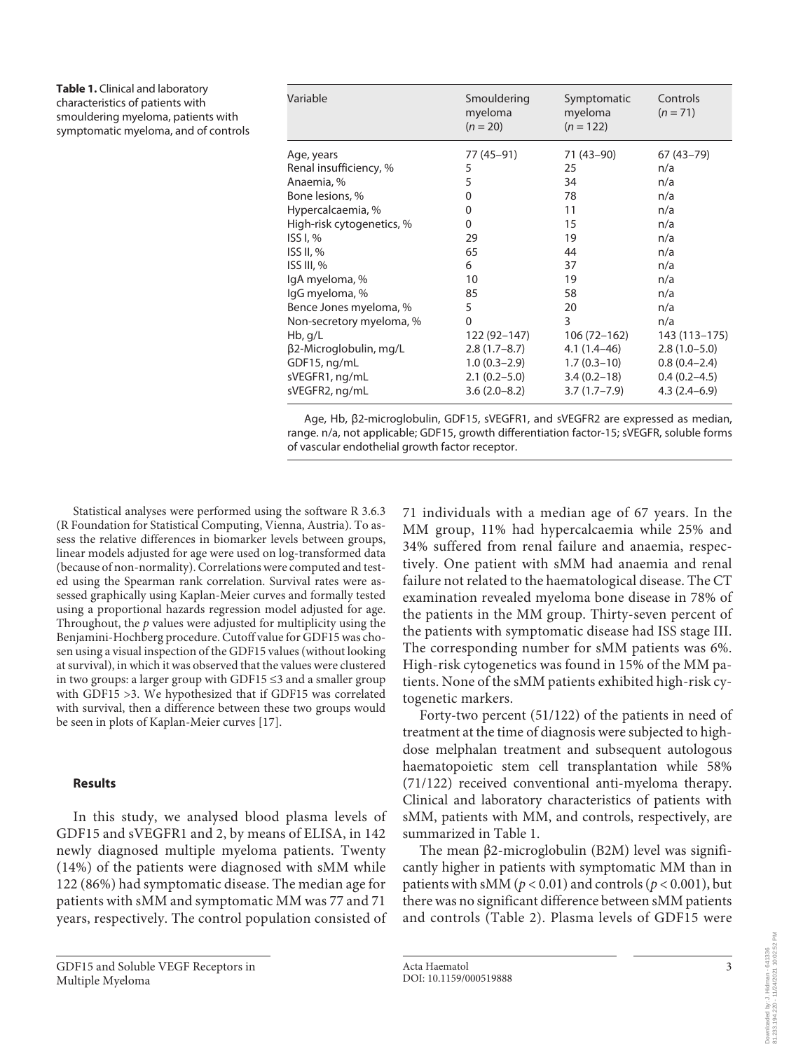**Table 1.** Clinical and laboratory characteristics of patients with smouldering myeloma, patients with symptomatic myeloma, and of controls

| Variable | Smouldering myeloma (n = 20) | Symptomatic myeloma (n = 122) | Controls (n = 71) |
|---|---|---|---|
| Age, years | 77 (45–91) | 71 (43–90) | 67 (43–79) |
| Renal insufficiency, % | 5 | 25 | n/a |
| Anaemia, % | 5 | 34 | n/a |
| Bone lesions, % | 0 | 78 | n/a |
| Hypercalcaemia, % | 0 | 11 | n/a |
| High-risk cytogenetics, % | 0 | 15 | n/a |
| ISS I, % | 29 | 19 | n/a |
| ISS II, % | 65 | 44 | n/a |
| ISS III, % | 6 | 37 | n/a |
| IgA myeloma, % | 10 | 19 | n/a |
| IgG myeloma, % | 85 | 58 | n/a |
| Bence Jones myeloma, % | 5 | 20 | n/a |
| Non-secretory myeloma, % | 0 | 3 | n/a |
| Hb, g/L | 122 (92–147) | 106 (72–162) | 143 (113–175) |
| β2-Microglobulin, mg/L | 2.8 (1.7–8.7) | 4.1 (1.4–46) | 2.8 (1.0–5.0) |
| GDF15, ng/mL | 1.0 (0.3–2.9) | 1.7 (0.3–10) | 0.8 (0.4–2.4) |
| sVEGFR1, ng/mL | 2.1 (0.2–5.0) | 3.4 (0.2–18) | 0.4 (0.2–4.5) |
| sVEGFR2, ng/mL | 3.6 (2.0–8.2) | 3.7 (1.7–7.9) | 4.3 (2.4–6.9) |

Age, Hb, β2-microglobulin, GDF15, sVEGFR1, and sVEGFR2 are expressed as median, range. n/a, not applicable; GDF15, growth differentiation factor-15; sVEGFR, soluble forms of vascular endothelial growth factor receptor.

Statistical analyses were performed using the software R 3.6.3 (R Foundation for Statistical Computing, Vienna, Austria). To assess the relative differences in biomarker levels between groups, linear models adjusted for age were used on log-transformed data (because of non-normality). Correlations were computed and tested using the Spearman rank correlation. Survival rates were assessed graphically using Kaplan-Meier curves and formally tested using a proportional hazards regression model adjusted for age. Throughout, the $p$ values were adjusted for multiplicity using the Benjamini-Hochberg procedure. Cutoff value for GDF15 was chosen using a visual inspection of the GDF15 values (without looking at survival), in which it was observed that the values were clustered in two groups: a larger group with GDF15 ≤3 and a smaller group with GDF15 >3. We hypothesized that if GDF15 was correlated with survival, then a difference between these two groups would be seen in plots of Kaplan-Meier curves [17].

## Results

In this study, we analysed blood plasma levels of GDF15 and sVEGFR1 and 2, by means of ELISA, in 142 newly diagnosed multiple myeloma patients. Twenty (14%) of the patients were diagnosed with sMM while 122 (86%) had symptomatic disease. The median age for patients with sMM and symptomatic MM was 77 and 71 years, respectively. The control population consisted of 71 individuals with a median age of 67 years. In the MM group, 11% had hypercalcaemia while 25% and 34% suffered from renal failure and anaemia, respectively. One patient with sMM had anaemia and renal failure not related to the haematological disease. The CT examination revealed myeloma bone disease in 78% of the patients in the MM group. Thirty-seven percent of the patients with symptomatic disease had ISS stage III. The corresponding number for sMM patients was 6%. High-risk cytogenetics was found in 15% of the MM patients. None of the sMM patients exhibited high-risk cytogenetic markers.

Forty-two percent (51/122) of the patients in need of treatment at the time of diagnosis were subjected to high-dose melphalan treatment and subsequent autologous haematopoietic stem cell transplantation while 58% (71/122) received conventional anti-myeloma therapy. Clinical and laboratory characteristics of patients with sMM, patients with MM, and controls, respectively, are summarized in Table 1.

The mean β2-microglobulin (B2M) level was significantly higher in patients with symptomatic MM than in patients with sMM ($p < 0.01$) and controls ($p < 0.001$), but there was no significant difference between sMM patients and controls (Table 2). Plasma levels of GDF15 were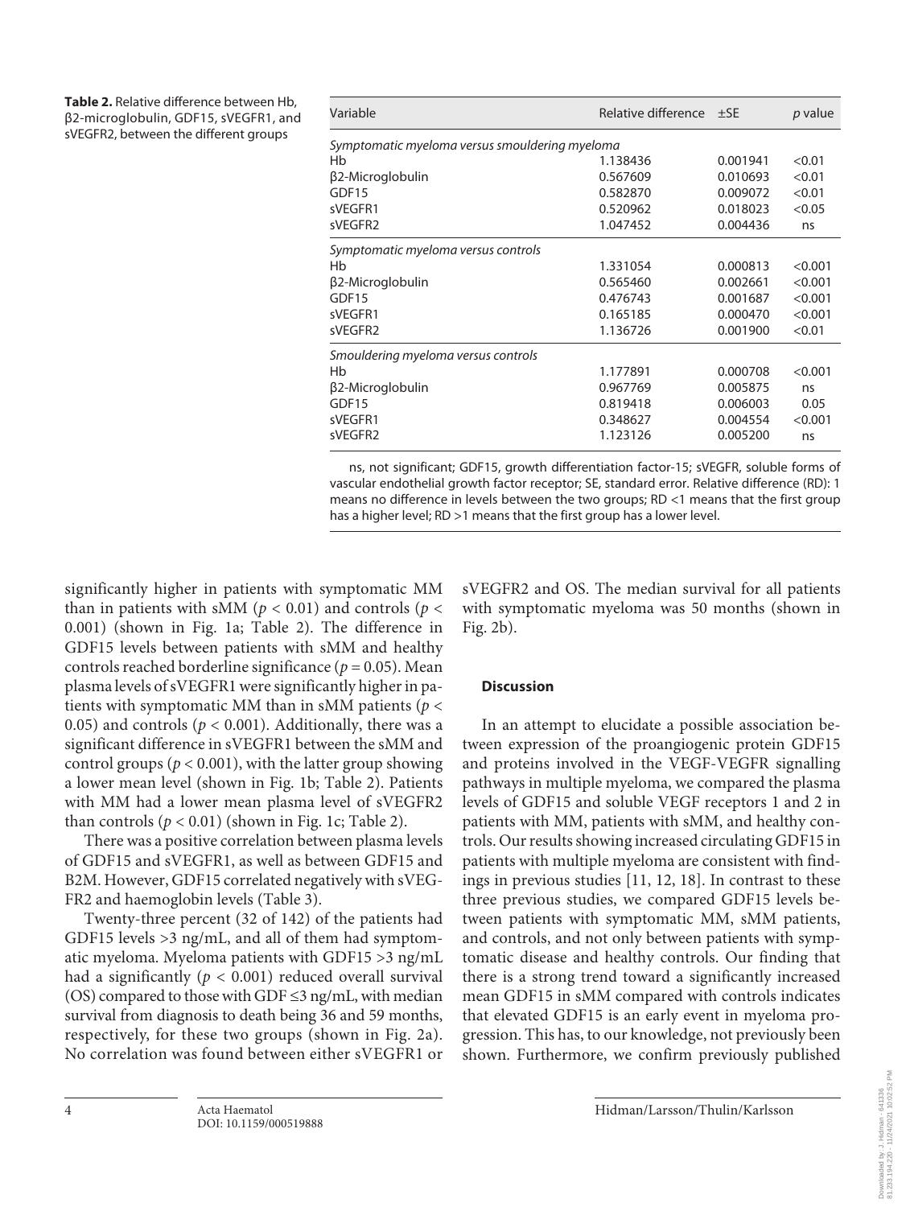**Table 2.** Relative difference between Hb, β2-microglobulin, GDF15, sVEGFR1, and sVEGFR2, between the different groups

| Variable | Relative difference | ±SE | *p* value |
|---|---|---|---|
| *Symptomatic myeloma versus smouldering myeloma* | | | |
| Hb | 1.138436 | 0.001941 | <0.01 |
| β2-Microglobulin | 0.567609 | 0.010693 | <0.01 |
| GDF15 | 0.582870 | 0.009072 | <0.01 |
| sVEGFR1 | 0.520962 | 0.018023 | <0.05 |
| sVEGFR2 | 1.047452 | 0.004436 | ns |
| *Symptomatic myeloma versus controls* | | | |
| Hb | 1.331054 | 0.000813 | <0.001 |
| β2-Microglobulin | 0.565460 | 0.002661 | <0.001 |
| GDF15 | 0.476743 | 0.001687 | <0.001 |
| sVEGFR1 | 0.165185 | 0.000470 | <0.001 |
| sVEGFR2 | 1.136726 | 0.001900 | <0.01 |
| *Smouldering myeloma versus controls* | | | |
| Hb | 1.177891 | 0.000708 | <0.001 |
| β2-Microglobulin | 0.967769 | 0.005875 | ns |
| GDF15 | 0.819418 | 0.006003 | 0.05 |
| sVEGFR1 | 0.348627 | 0.004554 | <0.001 |
| sVEGFR2 | 1.123126 | 0.005200 | ns |

ns, not significant; GDF15, growth differentiation factor-15; sVEGFR, soluble forms of vascular endothelial growth factor receptor; SE, standard error. Relative difference (RD): 1 means no difference in levels between the two groups; RD <1 means that the first group has a higher level; RD >1 means that the first group has a lower level.

significantly higher in patients with symptomatic MM than in patients with sMM ($p < 0.01$) and controls ($p < 0.001$) (shown in Fig. 1a; Table 2). The difference in GDF15 levels between patients with sMM and healthy controls reached borderline significance ($p = 0.05$). Mean plasma levels of sVEGFR1 were significantly higher in patients with symptomatic MM than in sMM patients ($p < 0.05$) and controls ($p < 0.001$). Additionally, there was a significant difference in sVEGFR1 between the sMM and control groups ($p < 0.001$), with the latter group showing a lower mean level (shown in Fig. 1b; Table 2). Patients with MM had a lower mean plasma level of sVEGFR2 than controls ($p < 0.01$) (shown in Fig. 1c; Table 2).

There was a positive correlation between plasma levels of GDF15 and sVEGFR1, as well as between GDF15 and B2M. However, GDF15 correlated negatively with sVEGFR2 and haemoglobin levels (Table 3).

Twenty-three percent (32 of 142) of the patients had GDF15 levels >3 ng/mL, and all of them had symptomatic myeloma. Myeloma patients with GDF15 >3 ng/mL had a significantly ($p < 0.001$) reduced overall survival (OS) compared to those with GDF ≤3 ng/mL, with median survival from diagnosis to death being 36 and 59 months, respectively, for these two groups (shown in Fig. 2a). No correlation was found between either sVEGFR1 or sVEGFR2 and OS. The median survival for all patients with symptomatic myeloma was 50 months (shown in Fig. 2b).

## Discussion

In an attempt to elucidate a possible association between expression of the proangiogenic protein GDF15 and proteins involved in the VEGF-VEGFR signalling pathways in multiple myeloma, we compared the plasma levels of GDF15 and soluble VEGF receptors 1 and 2 in patients with MM, patients with sMM, and healthy controls. Our results showing increased circulating GDF15 in patients with multiple myeloma are consistent with findings in previous studies [11, 12, 18]. In contrast to these three previous studies, we compared GDF15 levels between patients with symptomatic MM, sMM patients, and controls, and not only between patients with symptomatic disease and healthy controls. Our finding that there is a strong trend toward a significantly increased mean GDF15 in sMM compared with controls indicates that elevated GDF15 is an early event in myeloma progression. This has, to our knowledge, not previously been shown. Furthermore, we confirm previously published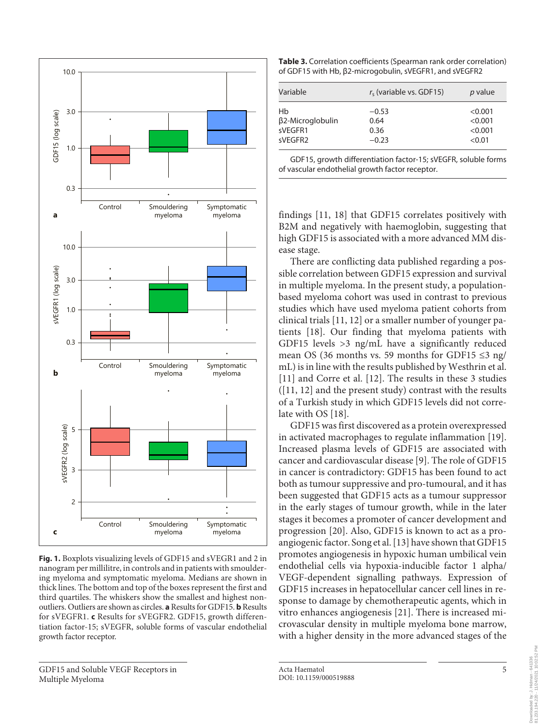**Fig. 1.** Boxplots visualizing levels of GDF15 and sVEGR1 and 2 in nanogram per millilitre, in controls and in patients with smouldering myeloma and symptomatic myeloma. Medians are shown in thick lines. The bottom and top of the boxes represent the first and third quartiles. The whiskers show the smallest and highest non-outliers. Outliers are shown as circles. **a** Results for GDF15. **b** Results for sVEGFR1. **c** Results for sVEGFR2. GDF15, growth differentiation factor-15; sVEGFR, soluble forms of vascular endothelial growth factor receptor.

**Table 3.** Correlation coefficients (Spearman rank order correlation) of GDF15 with Hb, β2-microgobulin, sVEGFR1, and sVEGFR2

| Variable | $r_s$ (variable vs. GDF15) | *p* value |
|---|---|---|
| Hb | −0.53 | <0.001 |
| β2-Microglobulin | 0.64 | <0.001 |
| sVEGFR1 | 0.36 | <0.001 |
| sVEGFR2 | −0.23 | <0.01 |

GDF15, growth differentiation factor-15; sVEGFR, soluble forms of vascular endothelial growth factor receptor.

findings [11, 18] that GDF15 correlates positively with B2M and negatively with haemoglobin, suggesting that high GDF15 is associated with a more advanced MM disease stage.

There are conflicting data published regarding a possible correlation between GDF15 expression and survival in multiple myeloma. In the present study, a population-based myeloma cohort was used in contrast to previous studies which have used myeloma patient cohorts from clinical trials [11, 12] or a smaller number of younger patients [18]. Our finding that myeloma patients with GDF15 levels >3 ng/mL have a significantly reduced mean OS (36 months vs. 59 months for GDF15 ≤3 ng/mL) is in line with the results published by Westhrin et al. [11] and Corre et al. [12]. The results in these 3 studies ([11, 12] and the present study) contrast with the results of a Turkish study in which GDF15 levels did not correlate with OS [18].

GDF15 was first discovered as a protein overexpressed in activated macrophages to regulate inflammation [19]. Increased plasma levels of GDF15 are associated with cancer and cardiovascular disease [9]. The role of GDF15 in cancer is contradictory: GDF15 has been found to act both as tumour suppressive and pro-tumoural, and it has been suggested that GDF15 acts as a tumour suppressor in the early stages of tumour growth, while in the later stages it becomes a promoter of cancer development and progression [20]. Also, GDF15 is known to act as a pro-angiogenic factor. Song et al. [13] have shown that GDF15 promotes angiogenesis in hypoxic human umbilical vein endothelial cells via hypoxia-inducible factor 1 alpha/VEGF-dependent signalling pathways. Expression of GDF15 increases in hepatocellular cancer cell lines in response to damage by chemotherapeutic agents, which in vitro enhances angiogenesis [21]. There is increased microvascular density in multiple myeloma bone marrow, with a higher density in the more advanced stages of the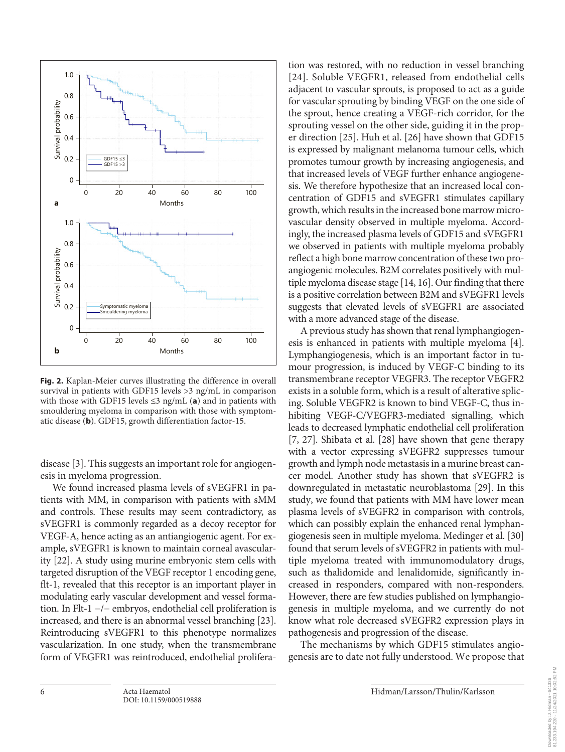Fig. 2. Kaplan-Meier curves illustrating the difference in overall survival in patients with GDF15 levels >3 ng/mL in comparison with those with GDF15 levels ≤3 ng/mL (**a**) and in patients with smouldering myeloma in comparison with those with symptomatic disease (**b**). GDF15, growth differentiation factor-15.

disease [3]. This suggests an important role for angiogenesis in myeloma progression.

We found increased plasma levels of sVEGFR1 in patients with MM, in comparison with patients with sMM and controls. These results may seem contradictory, as sVEGFR1 is commonly regarded as a decoy receptor for VEGF-A, hence acting as an antiangiogenic agent. For example, sVEGFR1 is known to maintain corneal avascularity [22]. A study using murine embryonic stem cells with targeted disruption of the VEGF receptor 1 encoding gene, flt-1, revealed that this receptor is an important player in modulating early vascular development and vessel formation. In Flt-1 −/− embryos, endothelial cell proliferation is increased, and there is an abnormal vessel branching [23]. Reintroducing sVEGFR1 to this phenotype normalizes vascularization. In one study, when the transmembrane form of VEGFR1 was reintroduced, endothelial proliferation was restored, with no reduction in vessel branching [24]. Soluble VEGFR1, released from endothelial cells adjacent to vascular sprouts, is proposed to act as a guide for vascular sprouting by binding VEGF on the one side of the sprout, hence creating a VEGF-rich corridor, for the sprouting vessel on the other side, guiding it in the proper direction [25]. Huh et al. [26] have shown that GDF15 is expressed by malignant melanoma tumour cells, which promotes tumour growth by increasing angiogenesis, and that increased levels of VEGF further enhance angiogenesis. We therefore hypothesize that an increased local concentration of GDF15 and sVEGFR1 stimulates capillary growth, which results in the increased bone marrow microvascular density observed in multiple myeloma. Accordingly, the increased plasma levels of GDF15 and sVEGFR1 we observed in patients with multiple myeloma probably reflect a high bone marrow concentration of these two pro-angiogenic molecules. B2M correlates positively with multiple myeloma disease stage [14, 16]. Our finding that there is a positive correlation between B2M and sVEGFR1 levels suggests that elevated levels of sVEGFR1 are associated with a more advanced stage of the disease.

A previous study has shown that renal lymphangiogenesis is enhanced in patients with multiple myeloma [4]. Lymphangiogenesis, which is an important factor in tumour progression, is induced by VEGF-C binding to its transmembrane receptor VEGFR3. The receptor VEGFR2 exists in a soluble form, which is a result of alterative splicing. Soluble VEGFR2 is known to bind VEGF-C, thus inhibiting VEGF-C/VEGFR3-mediated signalling, which leads to decreased lymphatic endothelial cell proliferation [7, 27]. Shibata et al. [28] have shown that gene therapy with a vector expressing sVEGFR2 suppresses tumour growth and lymph node metastasis in a murine breast cancer model. Another study has shown that sVEGFR2 is downregulated in metastatic neuroblastoma [29]. In this study, we found that patients with MM have lower mean plasma levels of sVEGFR2 in comparison with controls, which can possibly explain the enhanced renal lymphangiogenesis seen in multiple myeloma. Medinger et al. [30] found that serum levels of sVEGFR2 in patients with multiple myeloma treated with immunomodulatory drugs, such as thalidomide and lenalidomide, significantly increased in responders, compared with non-responders. However, there are few studies published on lymphangiogenesis in multiple myeloma, and we currently do not know what role decreased sVEGFR2 expression plays in pathogenesis and progression of the disease.

The mechanisms by which GDF15 stimulates angiogenesis are to date not fully understood. We propose that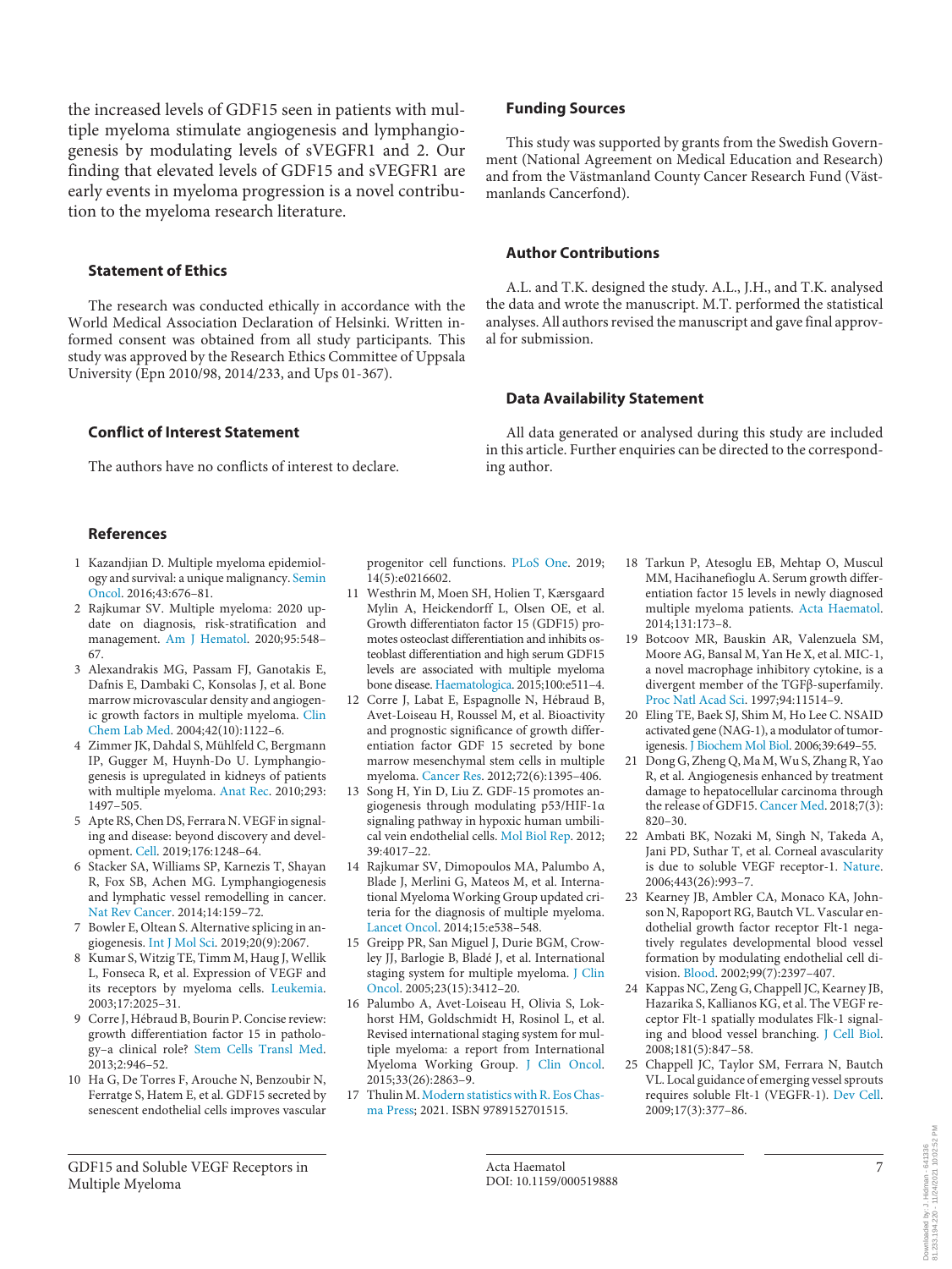the increased levels of GDF15 seen in patients with multiple myeloma stimulate angiogenesis and lymphangiogenesis by modulating levels of sVEGFR1 and 2. Our finding that elevated levels of GDF15 and sVEGFR1 are early events in myeloma progression is a novel contribution to the myeloma research literature.

## Statement of Ethics

The research was conducted ethically in accordance with the World Medical Association Declaration of Helsinki. Written informed consent was obtained from all study participants. This study was approved by the Research Ethics Committee of Uppsala University (Epn 2010/98, 2014/233, and Ups 01-367).

## Conflict of Interest Statement

The authors have no conflicts of interest to declare.

## Funding Sources

This study was supported by grants from the Swedish Government (National Agreement on Medical Education and Research) and from the Västmanland County Cancer Research Fund (Västmanlands Cancerfond).

## Author Contributions

A.L. and T.K. designed the study. A.L., J.H., and T.K. analysed the data and wrote the manuscript. M.T. performed the statistical analyses. All authors revised the manuscript and gave final approval for submission.

## Data Availability Statement

All data generated or analysed during this study are included in this article. Further enquiries can be directed to the corresponding author.

## References

1. Kazandjian D. Multiple myeloma epidemiology and survival: a unique malignancy. Semin Oncol. 2016;43:676–81.
2. Rajkumar SV. Multiple myeloma: 2020 update on diagnosis, risk-stratification and management. Am J Hematol. 2020;95:548–67.
3. Alexandrakis MG, Passam FJ, Ganotakis E, Dafnis E, Dambaki C, Konsolas J, et al. Bone marrow microvascular density and angiogenic growth factors in multiple myeloma. Clin Chem Lab Med. 2004;42(10):1122–6.
4. Zimmer JK, Dahdal S, Mühlfeld C, Bergmann IP, Gugger M, Huynh-Do U. Lymphangiogenesis is upregulated in kidneys of patients with multiple myeloma. Anat Rec. 2010;293:1497–505.
5. Apte RS, Chen DS, Ferrara N. VEGF in signaling and disease: beyond discovery and development. Cell. 2019;176:1248–64.
6. Stacker SA, Williams SP, Karnezis T, Shayan R, Fox SB, Achen MG. Lymphangiogenesis and lymphatic vessel remodelling in cancer. Nat Rev Cancer. 2014;14:159–72.
7. Bowler E, Oltean S. Alternative splicing in angiogenesis. Int J Mol Sci. 2019;20(9):2067.
8. Kumar S, Witzig TE, Timm M, Haug J, Wellik L, Fonseca R, et al. Expression of VEGF and its receptors by myeloma cells. Leukemia. 2003;17:2025–31.
9. Corre J, Hébraud B, Bourin P. Concise review: growth differentiation factor 15 in pathology–a clinical role? Stem Cells Transl Med. 2013;2:946–52.
10. Ha G, De Torres F, Arouche N, Benzoubir N, Ferratge S, Hatem E, et al. GDF15 secreted by senescent endothelial cells improves vascular progenitor cell functions. PLoS One. 2019;14(5):e0216602.
11. Westhrin M, Moen SH, Holien T, Kærsgaard Mylin A, Heickendorff L, Olsen OE, et al. Growth differentiaton factor 15 (GDF15) promotes osteoclast differentiation and inhibits osteoblast differentiation and high serum GDF15 levels are associated with multiple myeloma bone disease. Haematologica. 2015;100:e511–4.
12. Corre J, Labat E, Espagnolle N, Hébraud B, Avet-Loiseau H, Roussel M, et al. Bioactivity and prognostic significance of growth differentiation factor GDF 15 secreted by bone marrow mesenchymal stem cells in multiple myeloma. Cancer Res. 2012;72(6):1395–406.
13. Song H, Yin D, Liu Z. GDF-15 promotes angiogenesis through modulating p53/HIF-1α signaling pathway in hypoxic human umbilical vein endothelial cells. Mol Biol Rep. 2012;39:4017–22.
14. Rajkumar SV, Dimopoulos MA, Palumbo A, Blade J, Merlini G, Mateos M, et al. International Myeloma Working Group updated criteria for the diagnosis of multiple myeloma. Lancet Oncol. 2014;15:e538–548.
15. Greipp PR, San Miguel J, Durie BGM, Crowley JJ, Barlogie B, Bladé J, et al. International staging system for multiple myeloma. J Clin Oncol. 2005;23(15):3412–20.
16. Palumbo A, Avet-Loiseau H, Olivia S, Lokhorst HM, Goldschmidt H, Rosinol L, et al. Revised international staging system for multiple myeloma: a report from International Myeloma Working Group. J Clin Oncol. 2015;33(26):2863–9.
17. Thulin M. Modern statistics with R. Eos Chasma Press; 2021. ISBN 9789152701515.
18. Tarkun P, Atesoglu EB, Mehtap O, Muscul MM, Hacihanefioglu A. Serum growth differentiation factor 15 levels in newly diagnosed multiple myeloma patients. Acta Haematol. 2014;131:173–8.
19. Botcoov MR, Bauskin AR, Valenzuela SM, Moore AG, Bansal M, Yan He X, et al. MIC-1, a novel macrophage inhibitory cytokine, is a divergent member of the TGFβ-superfamily. Proc Natl Acad Sci. 1997;94:11514–9.
20. Eling TE, Baek SJ, Shim M, Ho Lee C. NSAID activated gene (NAG-1), a modulator of tumorigenesis. J Biochem Mol Biol. 2006;39:649–55.
21. Dong G, Zheng Q, Ma M, Wu S, Zhang R, Yao R, et al. Angiogenesis enhanced by treatment damage to hepatocellular carcinoma through the release of GDF15. Cancer Med. 2018;7(3):820–30.
22. Ambati BK, Nozaki M, Singh N, Takeda A, Jani PD, Suthar T, et al. Corneal avascularity is due to soluble VEGF receptor-1. Nature. 2006;443(26):993–7.
23. Kearney JB, Ambler CA, Monaco KA, Johnson N, Rapoport RG, Bautch VL. Vascular endothelial growth factor receptor Flt-1 negatively regulates developmental blood vessel formation by modulating endothelial cell division. Blood. 2002;99(7):2397–407.
24. Kappas NC, Zeng G, Chappell JC, Kearney JB, Hazarika S, Kallianos KG, et al. The VEGF receptor Flt-1 spatially modulates Flk-1 signaling and blood vessel branching. J Cell Biol. 2008;181(5):847–58.
25. Chappell JC, Taylor SM, Ferrara N, Bautch VL. Local guidance of emerging vessel sprouts requires soluble Flt-1 (VEGFR-1). Dev Cell. 2009;17(3):377–86.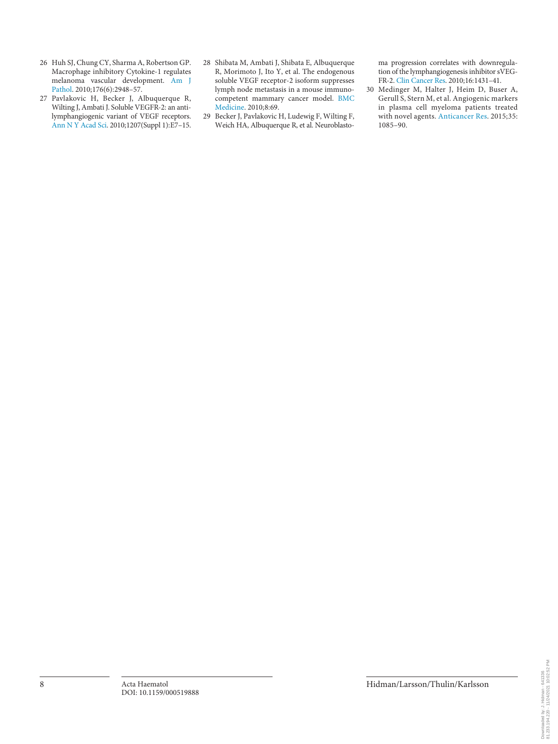26 Huh SJ, Chung CY, Sharma A, Robertson GP. Macrophage inhibitory Cytokine-1 regulates melanoma vascular development. Am J Pathol. 2010;176(6):2948–57.

27 Pavlakovic H, Becker J, Albuquerque R, Wilting J, Ambati J. Soluble VEGFR-2: an anti-lymphangiogenic variant of VEGF receptors. Ann N Y Acad Sci. 2010;1207(Suppl 1):E7–15.

28 Shibata M, Ambati J, Shibata E, Albuquerque R, Morimoto J, Ito Y, et al. The endogenous soluble VEGF receptor-2 isoform suppresses lymph node metastasis in a mouse immunocompetent mammary cancer model. BMC Medicine. 2010;8:69.

29 Becker J, Pavlakovic H, Ludewig F, Wilting F, Weich HA, Albuquerque R, et al. Neuroblastoma progression correlates with downregulation of the lymphangiogenesis inhibitor sVEGFR-2. Clin Cancer Res. 2010;16:1431–41.

30 Medinger M, Halter J, Heim D, Buser A, Gerull S, Stern M, et al. Angiogenic markers in plasma cell myeloma patients treated with novel agents. Anticancer Res. 2015;35:1085–90.